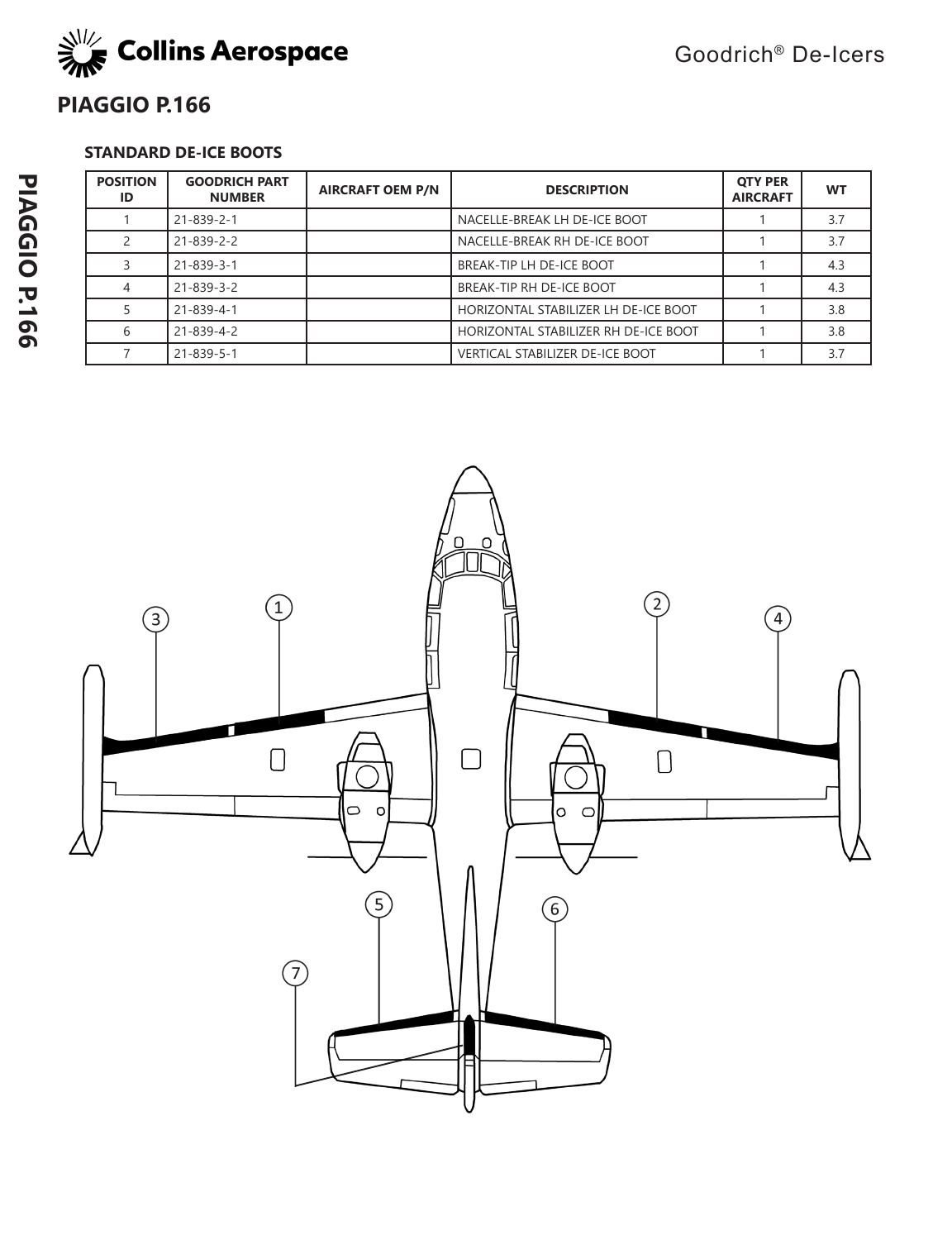# PIAGGIO P.166

### STANDARD DE-ICE BOOTS

| POSITION ID | GOODRICH PART NUMBER | AIRCRAFT OEM P/N | DESCRIPTION | QTY PER AIRCRAFT | WT |
|---|---|---|---|---|---|
| 1 | 21-839-2-1 | | NACELLE-BREAK LH DE-ICE BOOT | 1 | 3.7 |
| 2 | 21-839-2-2 | | NACELLE-BREAK RH DE-ICE BOOT | 1 | 3.7 |
| 3 | 21-839-3-1 | | BREAK-TIP LH DE-ICE BOOT | 1 | 4.3 |
| 4 | 21-839-3-2 | | BREAK-TIP RH DE-ICE BOOT | 1 | 4.3 |
| 5 | 21-839-4-1 | | HORIZONTAL STABILIZER LH DE-ICE BOOT | 1 | 3.8 |
| 6 | 21-839-4-2 | | HORIZONTAL STABILIZER RH DE-ICE BOOT | 1 | 3.8 |
| 7 | 21-839-5-1 | | VERTICAL STABILIZER DE-ICE BOOT | 1 | 3.7 |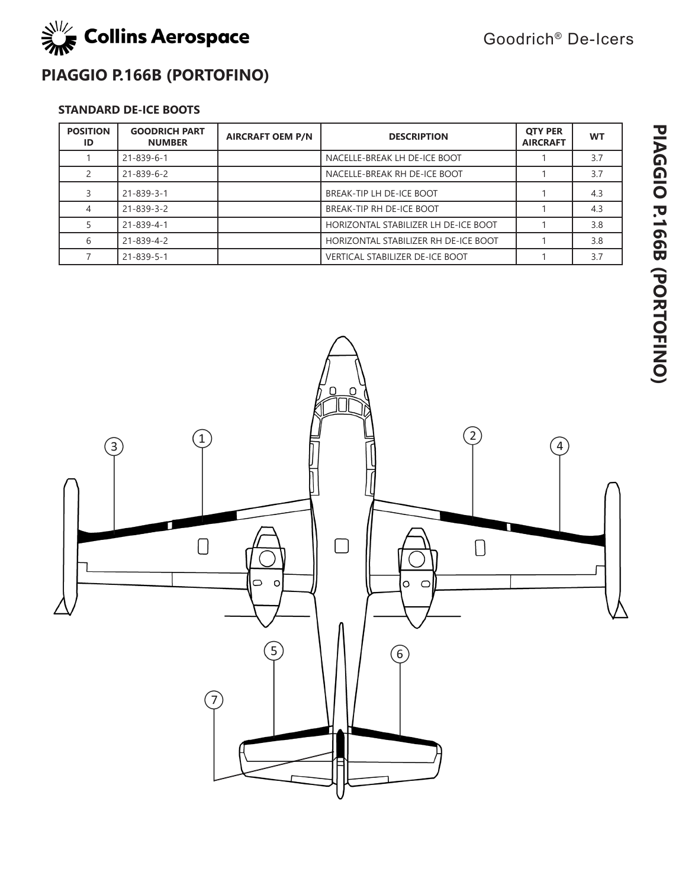# PIAGGIO P.166B (PORTOFINO)

### STANDARD DE-ICE BOOTS

| POSITION ID | GOODRICH PART NUMBER | AIRCRAFT OEM P/N | DESCRIPTION | QTY PER AIRCRAFT | WT |
|---|---|---|---|---|---|
| 1 | 21-839-6-1 | | NACELLE-BREAK LH DE-ICE BOOT | 1 | 3.7 |
| 2 | 21-839-6-2 | | NACELLE-BREAK RH DE-ICE BOOT | 1 | 3.7 |
| 3 | 21-839-3-1 | | BREAK-TIP LH DE-ICE BOOT | 1 | 4.3 |
| 4 | 21-839-3-2 | | BREAK-TIP RH DE-ICE BOOT | 1 | 4.3 |
| 5 | 21-839-4-1 | | HORIZONTAL STABILIZER LH DE-ICE BOOT | 1 | 3.8 |
| 6 | 21-839-4-2 | | HORIZONTAL STABILIZER RH DE-ICE BOOT | 1 | 3.8 |
| 7 | 21-839-5-1 | | VERTICAL STABILIZER DE-ICE BOOT | 1 | 3.7 |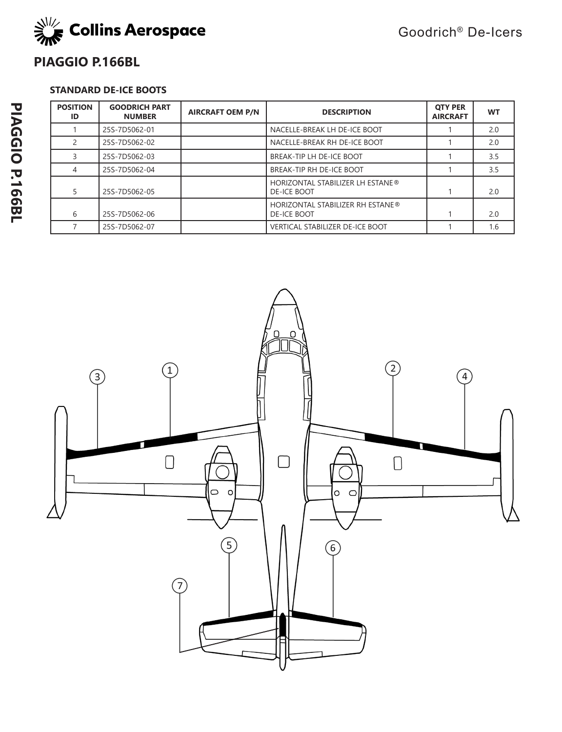# PIAGGIO P.166BL

## STANDARD DE-ICE BOOTS

| POSITION ID | GOODRICH PART NUMBER | AIRCRAFT OEM P/N | DESCRIPTION | QTY PER AIRCRAFT | WT |
|---|---|---|---|---|---|
| 1 | 25S-7D5062-01 | | NACELLE-BREAK LH DE-ICE BOOT | 1 | 2.0 |
| 2 | 25S-7D5062-02 | | NACELLE-BREAK RH DE-ICE BOOT | 1 | 2.0 |
| 3 | 25S-7D5062-03 | | BREAK-TIP LH DE-ICE BOOT | 1 | 3.5 |
| 4 | 25S-7D5062-04 | | BREAK-TIP RH DE-ICE BOOT | 1 | 3.5 |
| 5 | 25S-7D5062-05 | | HORIZONTAL STABILIZER LH ESTANE® DE-ICE BOOT | 1 | 2.0 |
| 6 | 25S-7D5062-06 | | HORIZONTAL STABILIZER RH ESTANE® DE-ICE BOOT | 1 | 2.0 |
| 7 | 25S-7D5062-07 | | VERTICAL STABILIZER DE-ICE BOOT | 1 | 1.6 |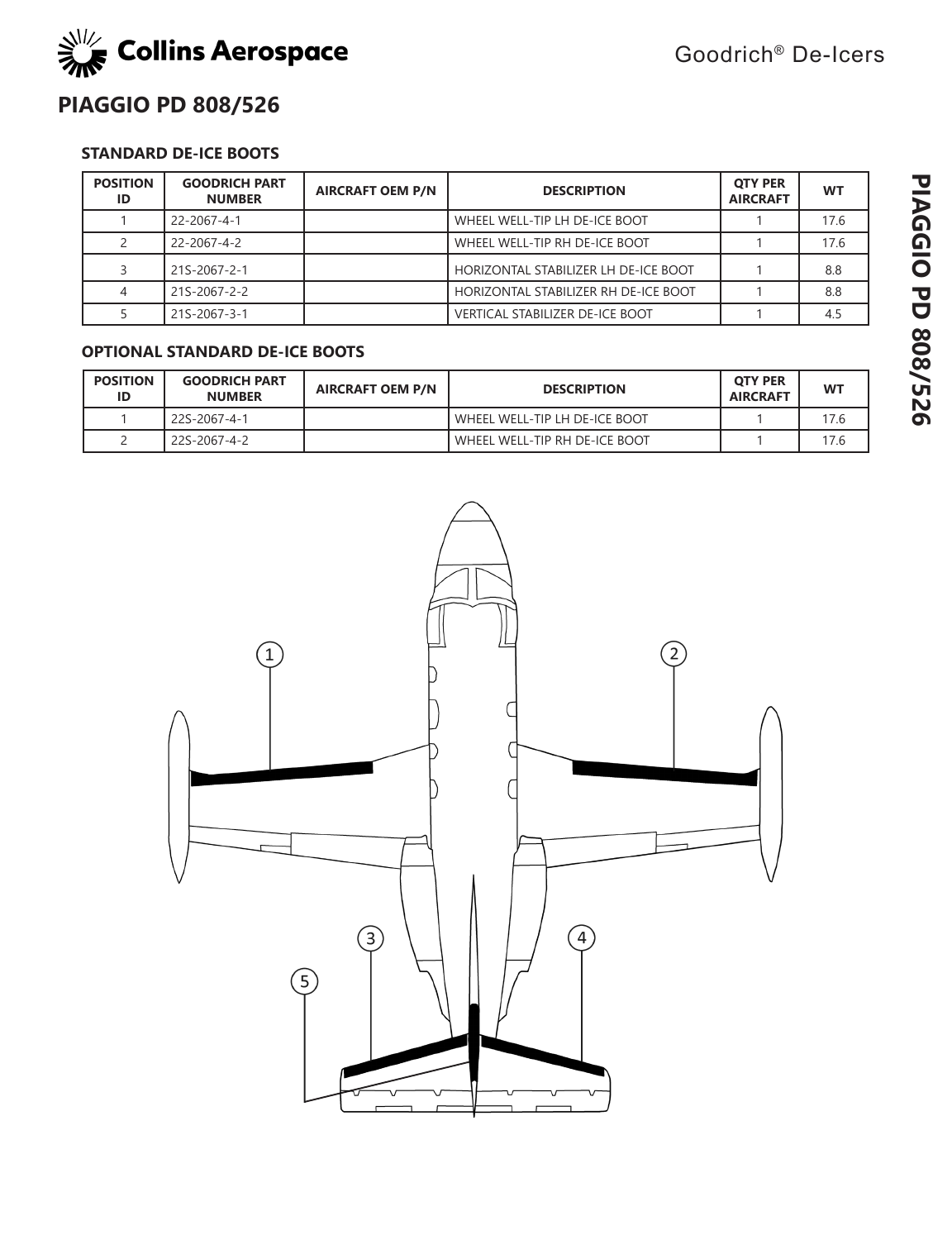# PIAGGIO PD 808/526

### STANDARD DE-ICE BOOTS

| POSITION ID | GOODRICH PART NUMBER | AIRCRAFT OEM P/N | DESCRIPTION | QTY PER AIRCRAFT | WT |
|---|---|---|---|---|---|
| 1 | 22-2067-4-1 | | WHEEL WELL-TIP LH DE-ICE BOOT | 1 | 17.6 |
| 2 | 22-2067-4-2 | | WHEEL WELL-TIP RH DE-ICE BOOT | 1 | 17.6 |
| 3 | 21S-2067-2-1 | | HORIZONTAL STABILIZER LH DE-ICE BOOT | 1 | 8.8 |
| 4 | 21S-2067-2-2 | | HORIZONTAL STABILIZER RH DE-ICE BOOT | 1 | 8.8 |
| 5 | 21S-2067-3-1 | | VERTICAL STABILIZER DE-ICE BOOT | 1 | 4.5 |

### OPTIONAL STANDARD DE-ICE BOOTS

| POSITION ID | GOODRICH PART NUMBER | AIRCRAFT OEM P/N | DESCRIPTION | QTY PER AIRCRAFT | WT |
|---|---|---|---|---|---|
| 1 | 22S-2067-4-1 | | WHEEL WELL-TIP LH DE-ICE BOOT | 1 | 17.6 |
| 2 | 22S-2067-4-2 | | WHEEL WELL-TIP RH DE-ICE BOOT | 1 | 17.6 |

1
2
3
4
5